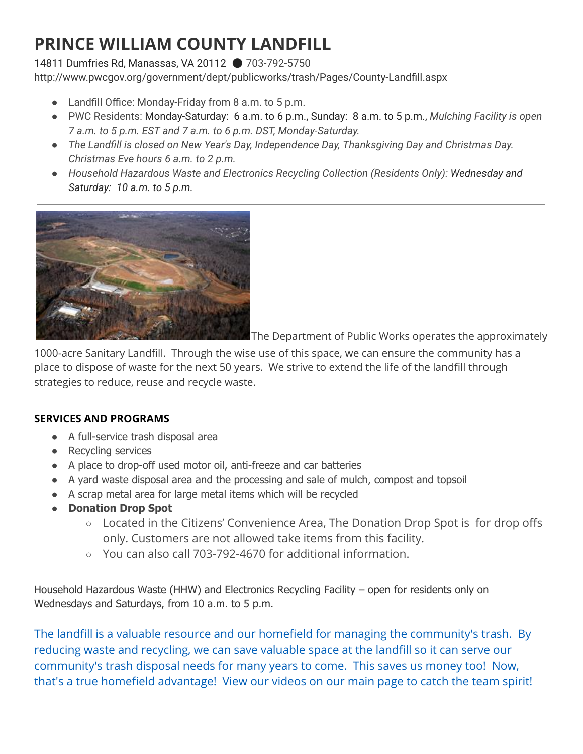# PRINCE WILLIAM COUNTY LANDFILL

14811 Dumfries Rd, Manassas, VA 20112 ● 703-792-5750
http://www.pwcgov.org/government/dept/publicworks/trash/Pages/County-Landfill.aspx

- Landfill Office: Monday-Friday from 8 a.m. to 5 p.m.
- PWC Residents: Monday-Saturday: 6 a.m. to 6 p.m., Sunday: 8 a.m. to 5 p.m., *Mulching Facility is open 7 a.m. to 5 p.m. EST and 7 a.m. to 6 p.m. DST, Monday-Saturday.*
- *The Landfill is closed on New Year's Day, Independence Day, Thanksgiving Day and Christmas Day. Christmas Eve hours 6 a.m. to 2 p.m.*
- *Household Hazardous Waste and Electronics Recycling Collection (Residents Only): Wednesday and Saturday: 10 a.m. to 5 p.m.*

---

The Department of Public Works operates the approximately 1000-acre Sanitary Landfill. Through the wise use of this space, we can ensure the community has a place to dispose of waste for the next 50 years. We strive to extend the life of the landfill through strategies to reduce, reuse and recycle waste.

#### SERVICES AND PROGRAMS

- A full-service trash disposal area
- Recycling services
- A place to drop-off used motor oil, anti-freeze and car batteries
- A yard waste disposal area and the processing and sale of mulch, compost and topsoil
- A scrap metal area for large metal items which will be recycled
- **Donation Drop Spot**
  - Located in the Citizens' Convenience Area, The Donation Drop Spot is for drop offs only. Customers are not allowed take items from this facility.
  - You can also call 703-792-4670 for additional information.

Household Hazardous Waste (HHW) and Electronics Recycling Facility – open for residents only on Wednesdays and Saturdays, from 10 a.m. to 5 p.m.

The landfill is a valuable resource and our homefield for managing the community's trash. By reducing waste and recycling, we can save valuable space at the landfill so it can serve our community's trash disposal needs for many years to come. This saves us money too! Now, that's a true homefield advantage! View our videos on our main page to catch the team spirit!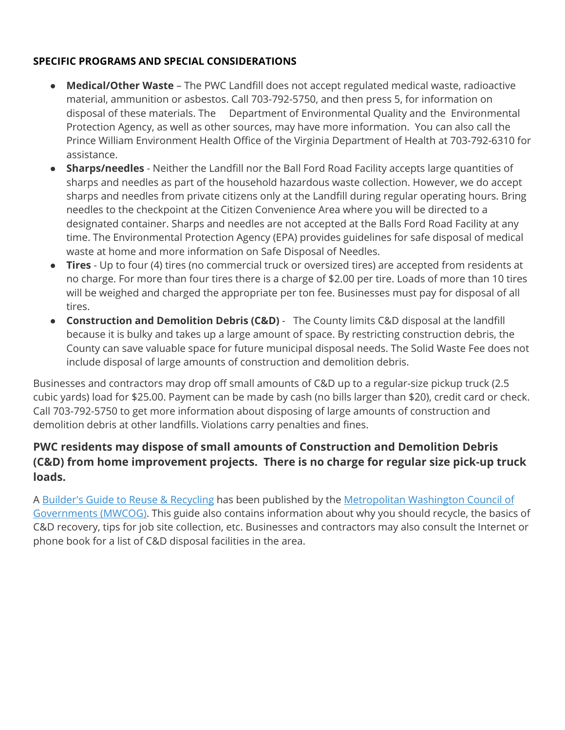**SPECIFIC PROGRAMS AND SPECIAL CONSIDERATIONS**

- **Medical/Other Waste** – The PWC Landfill does not accept regulated medical waste, radioactive material, ammunition or asbestos. Call 703-792-5750, and then press 5, for information on disposal of these materials. The Department of Environmental Quality and the Environmental Protection Agency, as well as other sources, may have more information. You can also call the Prince William Environment Health Office of the Virginia Department of Health at 703-792-6310 for assistance.
- **Sharps/needles** - Neither the Landfill nor the Ball Ford Road Facility accepts large quantities of sharps and needles as part of the household hazardous waste collection. However, we do accept sharps and needles from private citizens only at the Landfill during regular operating hours. Bring needles to the checkpoint at the Citizen Convenience Area where you will be directed to a designated container. Sharps and needles are not accepted at the Balls Ford Road Facility at any time. The Environmental Protection Agency (EPA) provides guidelines for safe disposal of medical waste at home and more information on Safe Disposal of Needles.
- **Tires** - Up to four (4) tires (no commercial truck or oversized tires) are accepted from residents at no charge. For more than four tires there is a charge of $2.00 per tire. Loads of more than 10 tires will be weighed and charged the appropriate per ton fee. Businesses must pay for disposal of all tires.
- **Construction and Demolition Debris (C&D)** - The County limits C&D disposal at the landfill because it is bulky and takes up a large amount of space. By restricting construction debris, the County can save valuable space for future municipal disposal needs. The Solid Waste Fee does not include disposal of large amounts of construction and demolition debris.

Businesses and contractors may drop off small amounts of C&D up to a regular-size pickup truck (2.5 cubic yards) load for $25.00. Payment can be made by cash (no bills larger than $20), credit card or check. Call 703-792-5750 to get more information about disposing of large amounts of construction and demolition debris at other landfills. Violations carry penalties and fines.

### PWC residents may dispose of small amounts of Construction and Demolition Debris (C&D) from home improvement projects. There is no charge for regular size pick-up truck loads.

A Builder's Guide to Reuse & Recycling has been published by the Metropolitan Washington Council of Governments (MWCOG). This guide also contains information about why you should recycle, the basics of C&D recovery, tips for job site collection, etc. Businesses and contractors may also consult the Internet or phone book for a list of C&D disposal facilities in the area.